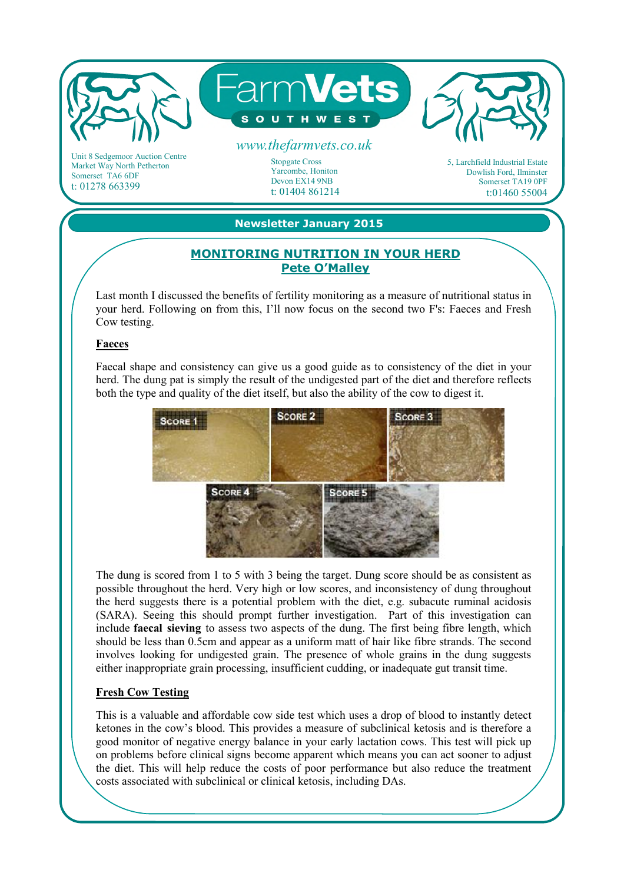# FarmVets SOUTHWEST

www.thefarmvets.co.uk

Unit 8 Sedgemoor Auction Centre
Market Way North Petherton
Somerset TA6 6DF
t: 01278 663399

Stopgate Cross
Yarcombe, Honiton
Devon EX14 9NB
t: 01404 861214

5, Larchfield Industrial Estate
Dowlish Ford, Ilminster
Somerset TA19 0PF
t:01460 55004

**Newsletter January 2015**

## MONITORING NUTRITION IN YOUR HERD

**Pete O'Malley**

Last month I discussed the benefits of fertility monitoring as a measure of nutritional status in your herd. Following on from this, I'll now focus on the second two F's: Faeces and Fresh Cow testing.

### Faeces

Faecal shape and consistency can give us a good guide as to consistency of the diet in your herd. The dung pat is simply the result of the undigested part of the diet and therefore reflects both the type and quality of the diet itself, but also the ability of the cow to digest it.

Score 1 | Score 2 | Score 3 | Score 4 | Score 5

The dung is scored from 1 to 5 with 3 being the target. Dung score should be as consistent as possible throughout the herd. Very high or low scores, and inconsistency of dung throughout the herd suggests there is a potential problem with the diet, e.g. subacute ruminal acidosis (SARA). Seeing this should prompt further investigation. Part of this investigation can include **faecal sieving** to assess two aspects of the dung. The first being fibre length, which should be less than 0.5cm and appear as a uniform matt of hair like fibre strands. The second involves looking for undigested grain. The presence of whole grains in the dung suggests either inappropriate grain processing, insufficient cudding, or inadequate gut transit time.

### Fresh Cow Testing

This is a valuable and affordable cow side test which uses a drop of blood to instantly detect ketones in the cow's blood. This provides a measure of subclinical ketosis and is therefore a good monitor of negative energy balance in your early lactation cows. This test will pick up on problems before clinical signs become apparent which means you can act sooner to adjust the diet. This will help reduce the costs of poor performance but also reduce the treatment costs associated with subclinical or clinical ketosis, including DAs.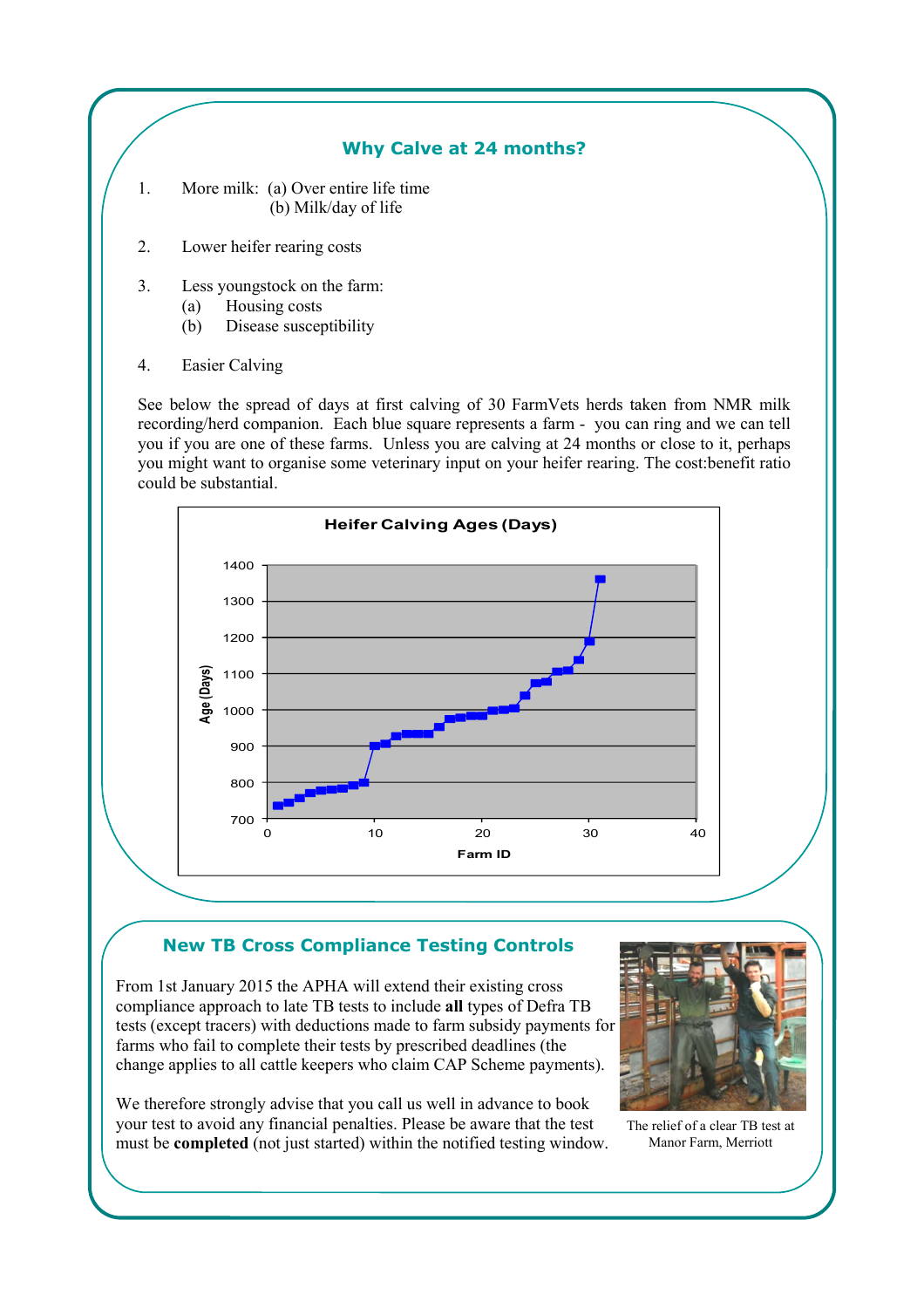## Why Calve at 24 months?

1. More milk: (a) Over entire life time
   (b) Milk/day of life

2. Lower heifer rearing costs

3. Less youngstock on the farm:
   (a) Housing costs
   (b) Disease susceptibility

4. Easier Calving

See below the spread of days at first calving of 30 FarmVets herds taken from NMR milk recording/herd companion. Each blue square represents a farm - you can ring and we can tell you if you are one of these farms. Unless you are calving at 24 months or close to it, perhaps you might want to organise some veterinary input on your heifer rearing. The cost:benefit ratio could be substantial.

Heifer Calving Ages (Days)

Age (Days)

1400
1300
1200
1100
1000
900
800
700

0
10
20
30
40

Farm ID

## New TB Cross Compliance Testing Controls

From 1st January 2015 the APHA will extend their existing cross compliance approach to late TB tests to include **all** types of Defra TB tests (except tracers) with deductions made to farm subsidy payments for farms who fail to complete their tests by prescribed deadlines (the change applies to all cattle keepers who claim CAP Scheme payments).

We therefore strongly advise that you call us well in advance to book your test to avoid any financial penalties. Please be aware that the test must be **completed** (not just started) within the notified testing window.

The relief of a clear TB test at Manor Farm, Merriott